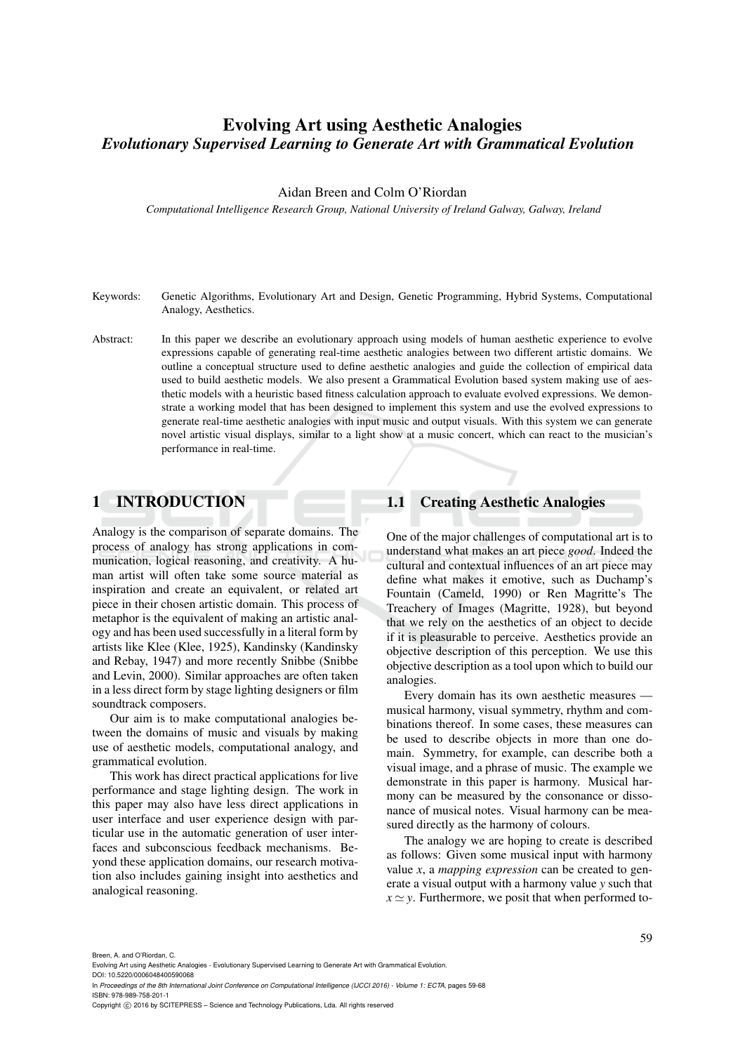# Evolving Art using Aesthetic Analogies

## *Evolutionary Supervised Learning to Generate Art with Grammatical Evolution*

Aidan Breen and Colm O'Riordan

*Computational Intelligence Research Group, National University of Ireland Galway, Galway, Ireland*

Keywords: Genetic Algorithms, Evolutionary Art and Design, Genetic Programming, Hybrid Systems, Computational Analogy, Aesthetics.

Abstract: In this paper we describe an evolutionary approach using models of human aesthetic experience to evolve expressions capable of generating real-time aesthetic analogies between two different artistic domains. We outline a conceptual structure used to define aesthetic analogies and guide the collection of empirical data used to build aesthetic models. We also present a Grammatical Evolution based system making use of aesthetic models with a heuristic based fitness calculation approach to evaluate evolved expressions. We demonstrate a working model that has been designed to implement this system and use the evolved expressions to generate real-time aesthetic analogies with input music and output visuals. With this system we can generate novel artistic visual displays, similar to a light show at a music concert, which can react to the musician's performance in real-time.

## 1 INTRODUCTION

Analogy is the comparison of separate domains. The process of analogy has strong applications in communication, logical reasoning, and creativity. A human artist will often take some source material as inspiration and create an equivalent, or related art piece in their chosen artistic domain. This process of metaphor is the equivalent of making an artistic analogy and has been used successfully in a literal form by artists like Klee (Klee, 1925), Kandinsky (Kandinsky and Rebay, 1947) and more recently Snibbe (Snibbe and Levin, 2000). Similar approaches are often taken in a less direct form by stage lighting designers or film soundtrack composers.

Our aim is to make computational analogies between the domains of music and visuals by making use of aesthetic models, computational analogy, and grammatical evolution.

This work has direct practical applications for live performance and stage lighting design. The work in this paper may also have less direct applications in user interface and user experience design with particular use in the automatic generation of user interfaces and subconscious feedback mechanisms. Beyond these application domains, our research motivation also includes gaining insight into aesthetics and analogical reasoning.

### 1.1 Creating Aesthetic Analogies

One of the major challenges of computational art is to understand what makes an art piece *good*. Indeed the cultural and contextual influences of an art piece may define what makes it emotive, such as Duchamp's Fountain (Cameld, 1990) or Ren Magritte's The Treachery of Images (Magritte, 1928), but beyond that we rely on the aesthetics of an object to decide if it is pleasurable to perceive. Aesthetics provide an objective description of this perception. We use this objective description as a tool upon which to build our analogies.

Every domain has its own aesthetic measures — musical harmony, visual symmetry, rhythm and combinations thereof. In some cases, these measures can be used to describe objects in more than one domain. Symmetry, for example, can describe both a visual image, and a phrase of music. The example we demonstrate in this paper is harmony. Musical harmony can be measured by the consonance or dissonance of musical notes. Visual harmony can be measured directly as the harmony of colours.

The analogy we are hoping to create is described as follows: Given some musical input with harmony value $x$, a *mapping expression* can be created to generate a visual output with a harmony value $y$ such that $x \simeq y$. Furthermore, we posit that when performed to-

Breen, A. and O'Riordan, C.
Evolving Art using Aesthetic Analogies - Evolutionary Supervised Learning to Generate Art with Grammatical Evolution.
DOI: 10.5220/0006048400590068
In *Proceedings of the 8th International Joint Conference on Computational Intelligence (IJCCI 2016) - Volume 1: ECTA*, pages 59-68
ISBN: 978-989-758-201-1
Copyright © 2016 by SCITEPRESS – Science and Technology Publications, Lda. All rights reserved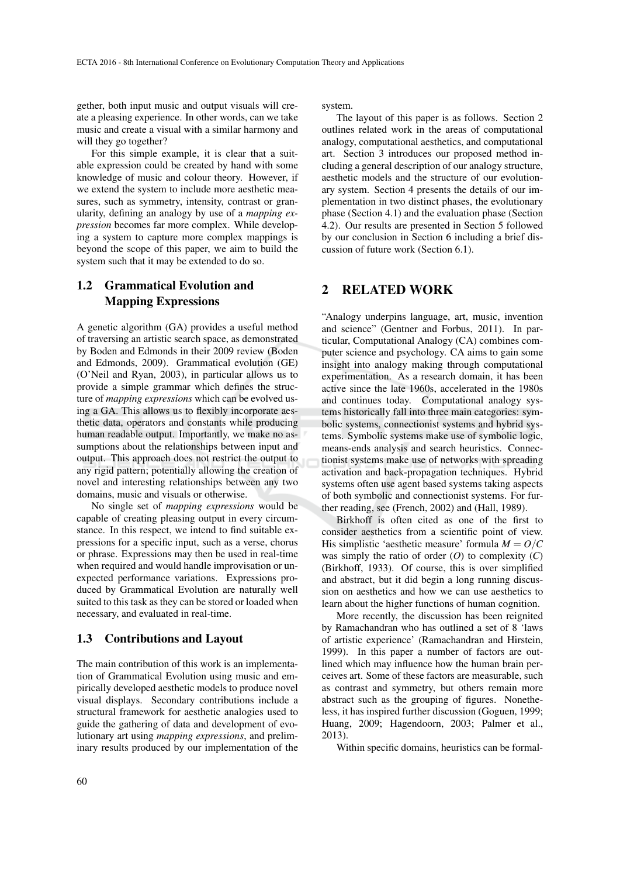gether, both input music and output visuals will create a pleasing experience. In other words, can we take music and create a visual with a similar harmony and will they go together?

For this simple example, it is clear that a suitable expression could be created by hand with some knowledge of music and colour theory. However, if we extend the system to include more aesthetic measures, such as symmetry, intensity, contrast or granularity, defining an analogy by use of a *mapping expression* becomes far more complex. While developing a system to capture more complex mappings is beyond the scope of this paper, we aim to build the system such that it may be extended to do so.

### 1.2 Grammatical Evolution and Mapping Expressions

A genetic algorithm (GA) provides a useful method of traversing an artistic search space, as demonstrated by Boden and Edmonds in their 2009 review (Boden and Edmonds, 2009). Grammatical evolution (GE) (O'Neil and Ryan, 2003), in particular allows us to provide a simple grammar which defines the structure of *mapping expressions* which can be evolved using a GA. This allows us to flexibly incorporate aesthetic data, operators and constants while producing human readable output. Importantly, we make no assumptions about the relationships between input and output. This approach does not restrict the output to any rigid pattern; potentially allowing the creation of novel and interesting relationships between any two domains, music and visuals or otherwise.

No single set of *mapping expressions* would be capable of creating pleasing output in every circumstance. In this respect, we intend to find suitable expressions for a specific input, such as a verse, chorus or phrase. Expressions may then be used in real-time when required and would handle improvisation or unexpected performance variations. Expressions produced by Grammatical Evolution are naturally well suited to this task as they can be stored or loaded when necessary, and evaluated in real-time.

### 1.3 Contributions and Layout

The main contribution of this work is an implementation of Grammatical Evolution using music and empirically developed aesthetic models to produce novel visual displays. Secondary contributions include a structural framework for aesthetic analogies used to guide the gathering of data and development of evolutionary art using *mapping expressions*, and preliminary results produced by our implementation of the system.

The layout of this paper is as follows. Section 2 outlines related work in the areas of computational analogy, computational aesthetics, and computational art. Section 3 introduces our proposed method including a general description of our analogy structure, aesthetic models and the structure of our evolutionary system. Section 4 presents the details of our implementation in two distinct phases, the evolutionary phase (Section 4.1) and the evaluation phase (Section 4.2). Our results are presented in Section 5 followed by our conclusion in Section 6 including a brief discussion of future work (Section 6.1).

## 2 RELATED WORK

"Analogy underpins language, art, music, invention and science" (Gentner and Forbus, 2011). In particular, Computational Analogy (CA) combines computer science and psychology. CA aims to gain some insight into analogy making through computational experimentation. As a research domain, it has been active since the late 1960s, accelerated in the 1980s and continues today. Computational analogy systems historically fall into three main categories: symbolic systems, connectionist systems and hybrid systems. Symbolic systems make use of symbolic logic, means-ends analysis and search heuristics. Connectionist systems make use of networks with spreading activation and back-propagation techniques. Hybrid systems often use agent based systems taking aspects of both symbolic and connectionist systems. For further reading, see (French, 2002) and (Hall, 1989).

Birkhoff is often cited as one of the first to consider aesthetics from a scientific point of view. His simplistic 'aesthetic measure' formula $M = O/C$ was simply the ratio of order ($O$) to complexity ($C$) (Birkhoff, 1933). Of course, this is over simplified and abstract, but it did begin a long running discussion on aesthetics and how we can use aesthetics to learn about the higher functions of human cognition.

More recently, the discussion has been reignited by Ramachandran who has outlined a set of 8 'laws of artistic experience' (Ramachandran and Hirstein, 1999). In this paper a number of factors are outlined which may influence how the human brain perceives art. Some of these factors are measurable, such as contrast and symmetry, but others remain more abstract such as the grouping of figures. Nonetheless, it has inspired further discussion (Goguen, 1999; Huang, 2009; Hagendoorn, 2003; Palmer et al., 2013).

Within specific domains, heuristics can be formal-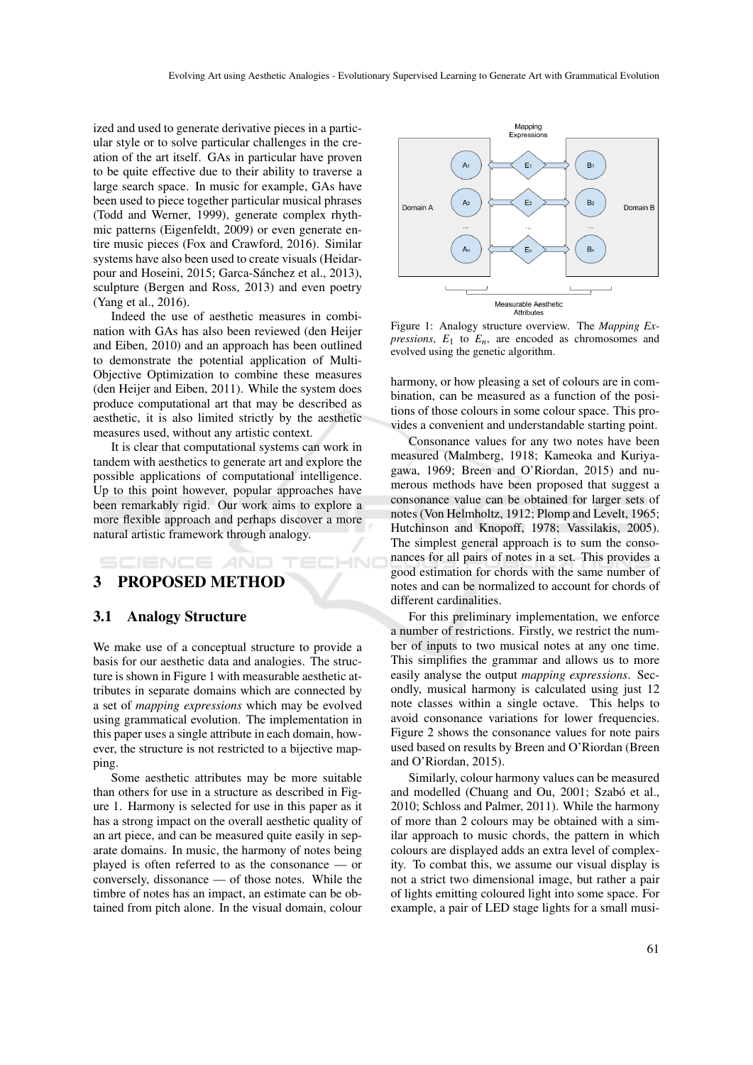ized and used to generate derivative pieces in a particular style or to solve particular challenges in the creation of the art itself. GAs in particular have proven to be quite effective due to their ability to traverse a large search space. In music for example, GAs have been used to piece together particular musical phrases (Todd and Werner, 1999), generate complex rhythmic patterns (Eigenfeldt, 2009) or even generate entire music pieces (Fox and Crawford, 2016). Similar systems have also been used to create visuals (Heidarpour and Hoseini, 2015; Garca-Sánchez et al., 2013), sculpture (Bergen and Ross, 2013) and even poetry (Yang et al., 2016).

Indeed the use of aesthetic measures in combination with GAs has also been reviewed (den Heijer and Eiben, 2010) and an approach has been outlined to demonstrate the potential application of Multi-Objective Optimization to combine these measures (den Heijer and Eiben, 2011). While the system does produce computational art that may be described as aesthetic, it is also limited strictly by the aesthetic measures used, without any artistic context.

It is clear that computational systems can work in tandem with aesthetics to generate art and explore the possible applications of computational intelligence. Up to this point however, popular approaches have been remarkably rigid. Our work aims to explore a more flexible approach and perhaps discover a more natural artistic framework through analogy.

# 3 PROPOSED METHOD

## 3.1 Analogy Structure

We make use of a conceptual structure to provide a basis for our aesthetic data and analogies. The structure is shown in Figure 1 with measurable aesthetic attributes in separate domains which are connected by a set of *mapping expressions* which may be evolved using grammatical evolution. The implementation in this paper uses a single attribute in each domain, however, the structure is not restricted to a bijective mapping.

Some aesthetic attributes may be more suitable than others for use in a structure as described in Figure 1. Harmony is selected for use in this paper as it has a strong impact on the overall aesthetic quality of an art piece, and can be measured quite easily in separate domains. In music, the harmony of notes being played is often referred to as the consonance — or conversely, dissonance — of those notes. While the timbre of notes has an impact, an estimate can be obtained from pitch alone. In the visual domain, colour harmony, or how pleasing a set of colours are in combination, can be measured as a function of the positions of those colours in some colour space. This provides a convenient and understandable starting point.

Figure 1: Analogy structure overview. The *Mapping Expressions*, $E_1$ to $E_n$, are encoded as chromosomes and evolved using the genetic algorithm.

Consonance values for any two notes have been measured (Malmberg, 1918; Kameoka and Kuriyagawa, 1969; Breen and O'Riordan, 2015) and numerous methods have been proposed that suggest a consonance value can be obtained for larger sets of notes (Von Helmholtz, 1912; Plomp and Levelt, 1965; Hutchinson and Knopoff, 1978; Vassilakis, 2005). The simplest general approach is to sum the consonances for all pairs of notes in a set. This provides a good estimation for chords with the same number of notes and can be normalized to account for chords of different cardinalities.

For this preliminary implementation, we enforce a number of restrictions. Firstly, we restrict the number of inputs to two musical notes at any one time. This simplifies the grammar and allows us to more easily analyse the output *mapping expressions*. Secondly, musical harmony is calculated using just 12 note classes within a single octave. This helps to avoid consonance variations for lower frequencies. Figure 2 shows the consonance values for note pairs used based on results by Breen and O'Riordan (Breen and O'Riordan, 2015).

Similarly, colour harmony values can be measured and modelled (Chuang and Ou, 2001; Szabó et al., 2010; Schloss and Palmer, 2011). While the harmony of more than 2 colours may be obtained with a similar approach to music chords, the pattern in which colours are displayed adds an extra level of complexity. To combat this, we assume our visual display is not a strict two dimensional image, but rather a pair of lights emitting coloured light into some space. For example, a pair of LED stage lights for a small musi-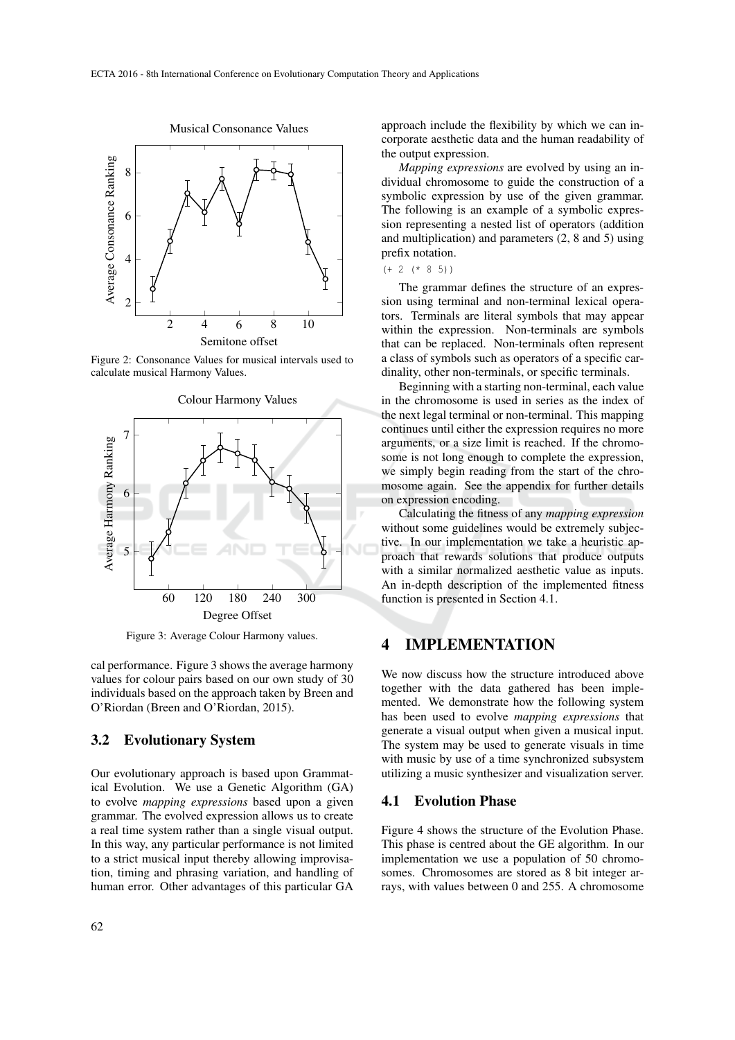Figure 2: Consonance Values for musical intervals used to calculate musical Harmony Values.

Figure 3: Average Colour Harmony values.

cal performance. Figure 3 shows the average harmony values for colour pairs based on our own study of 30 individuals based on the approach taken by Breen and O'Riordan (Breen and O'Riordan, 2015).

### 3.2 Evolutionary System

Our evolutionary approach is based upon Grammatical Evolution. We use a Genetic Algorithm (GA) to evolve *mapping expressions* based upon a given grammar. The evolved expression allows us to create a real time system rather than a single visual output. In this way, any particular performance is not limited to a strict musical input thereby allowing improvisation, timing and phrasing variation, and handling of human error. Other advantages of this particular GA approach include the flexibility by which we can incorporate aesthetic data and the human readability of the output expression.

*Mapping expressions* are evolved by using an individual chromosome to guide the construction of a symbolic expression by use of the given grammar. The following is an example of a symbolic expression representing a nested list of operators (addition and multiplication) and parameters (2, 8 and 5) using prefix notation.

```
(+ 2 (* 8 5))
```

The grammar defines the structure of an expression using terminal and non-terminal lexical operators. Terminals are literal symbols that may appear within the expression. Non-terminals are symbols that can be replaced. Non-terminals often represent a class of symbols such as operators of a specific cardinality, other non-terminals, or specific terminals.

Beginning with a starting non-terminal, each value in the chromosome is used in series as the index of the next legal terminal or non-terminal. This mapping continues until either the expression requires no more arguments, or a size limit is reached. If the chromosome is not long enough to complete the expression, we simply begin reading from the start of the chromosome again. See the appendix for further details on expression encoding.

Calculating the fitness of any *mapping expression* without some guidelines would be extremely subjective. In our implementation we take a heuristic approach that rewards solutions that produce outputs with a similar normalized aesthetic value as inputs. An in-depth description of the implemented fitness function is presented in Section 4.1.

## 4 IMPLEMENTATION

We now discuss how the structure introduced above together with the data gathered has been implemented. We demonstrate how the following system has been used to evolve *mapping expressions* that generate a visual output when given a musical input. The system may be used to generate visuals in time with music by use of a time synchronized subsystem utilizing a music synthesizer and visualization server.

### 4.1 Evolution Phase

Figure 4 shows the structure of the Evolution Phase. This phase is centred about the GE algorithm. In our implementation we use a population of 50 chromosomes. Chromosomes are stored as 8 bit integer arrays, with values between 0 and 255. A chromosome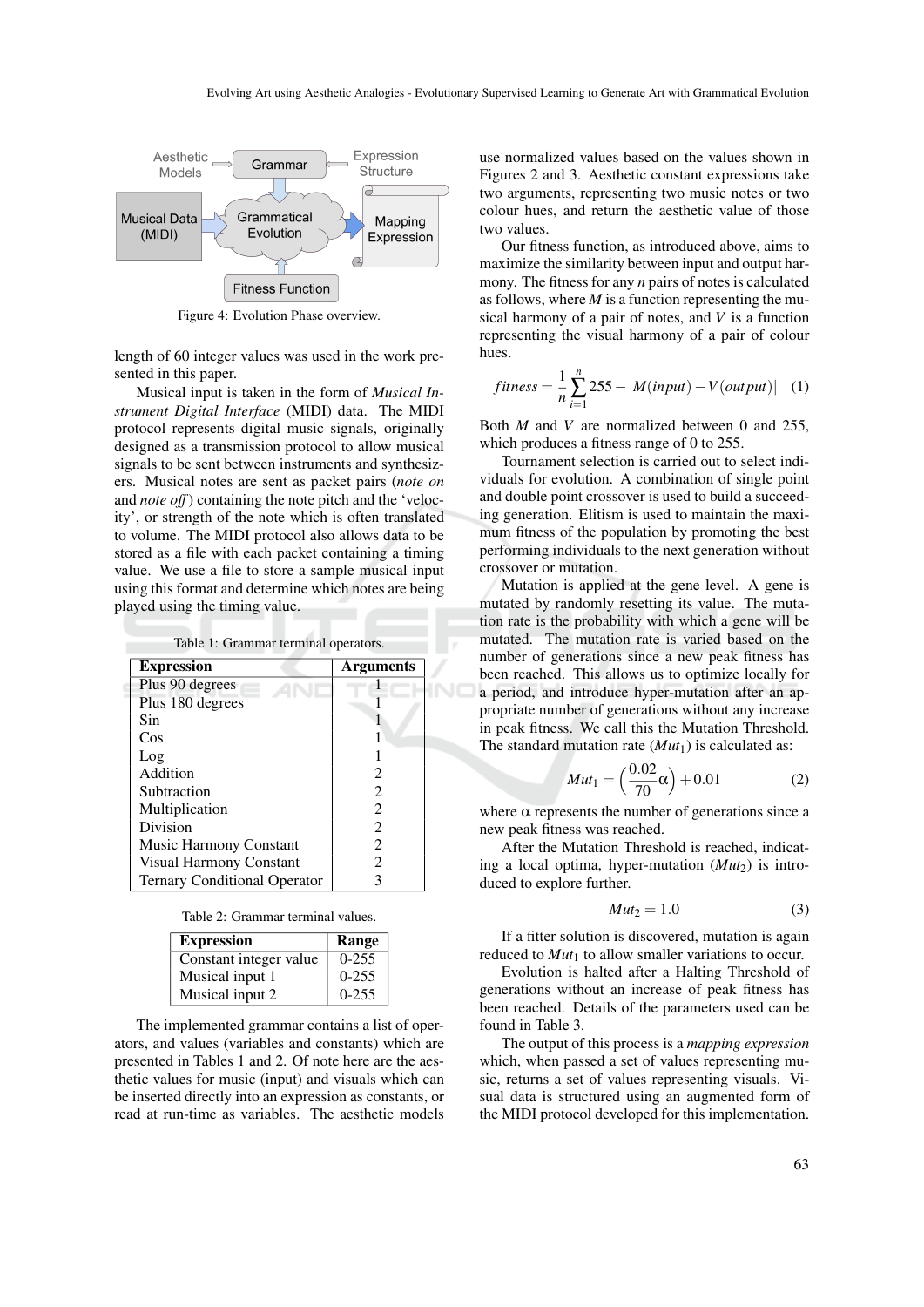Figure 4: Evolution Phase overview.

length of 60 integer values was used in the work presented in this paper.

Musical input is taken in the form of *Musical Instrument Digital Interface* (MIDI) data. The MIDI protocol represents digital music signals, originally designed as a transmission protocol to allow musical signals to be sent between instruments and synthesizers. Musical notes are sent as packet pairs (*note on* and *note off*) containing the note pitch and the 'velocity', or strength of the note which is often translated to volume. The MIDI protocol also allows data to be stored as a file with each packet containing a timing value. We use a file to store a sample musical input using this format and determine which notes are being played using the timing value.

Table 1: Grammar terminal operators.

| Expression | Arguments |
|---|---|
| Plus 90 degrees | 1 |
| Plus 180 degrees | 1 |
| Sin | 1 |
| Cos | 1 |
| Log | 1 |
| Addition | 2 |
| Subtraction | 2 |
| Multiplication | 2 |
| Division | 2 |
| Music Harmony Constant | 2 |
| Visual Harmony Constant | 2 |
| Ternary Conditional Operator | 3 |

Table 2: Grammar terminal values.

| Expression | Range |
|---|---|
| Constant integer value | 0-255 |
| Musical input 1 | 0-255 |
| Musical input 2 | 0-255 |

The implemented grammar contains a list of operators, and values (variables and constants) which are presented in Tables 1 and 2. Of note here are the aesthetic values for music (input) and visuals which can be inserted directly into an expression as constants, or read at run-time as variables. The aesthetic models use normalized values based on the values shown in Figures 2 and 3. Aesthetic constant expressions take two arguments, representing two music notes or two colour hues, and return the aesthetic value of those two values.

Our fitness function, as introduced above, aims to maximize the similarity between input and output harmony. The fitness for any *n* pairs of notes is calculated as follows, where *M* is a function representing the musical harmony of a pair of notes, and *V* is a function representing the visual harmony of a pair of colour hues.

$$fitness = \frac{1}{n}\sum_{i=1}^{n} 255 - |M(input) - V(output)| \quad (1)$$

Both *M* and *V* are normalized between 0 and 255, which produces a fitness range of 0 to 255.

Tournament selection is carried out to select individuals for evolution. A combination of single point and double point crossover is used to build a succeeding generation. Elitism is used to maintain the maximum fitness of the population by promoting the best performing individuals to the next generation without crossover or mutation.

Mutation is applied at the gene level. A gene is mutated by randomly resetting its value. The mutation rate is the probability with which a gene will be mutated. The mutation rate is varied based on the number of generations since a new peak fitness has been reached. This allows us to optimize locally for a period, and introduce hyper-mutation after an appropriate number of generations without any increase in peak fitness. We call this the Mutation Threshold. The standard mutation rate ($Mut_1$) is calculated as:

$$Mut_1 = \left(\frac{0.02}{70}\alpha\right) + 0.01 \quad (2)$$

where $\alpha$ represents the number of generations since a new peak fitness was reached.

After the Mutation Threshold is reached, indicating a local optima, hyper-mutation ($Mut_2$) is introduced to explore further.

$$Mut_2 = 1.0 \quad (3)$$

If a fitter solution is discovered, mutation is again reduced to $Mut_1$ to allow smaller variations to occur.

Evolution is halted after a Halting Threshold of generations without an increase of peak fitness has been reached. Details of the parameters used can be found in Table 3.

The output of this process is a *mapping expression* which, when passed a set of values representing music, returns a set of values representing visuals. Visual data is structured using an augmented form of the MIDI protocol developed for this implementation.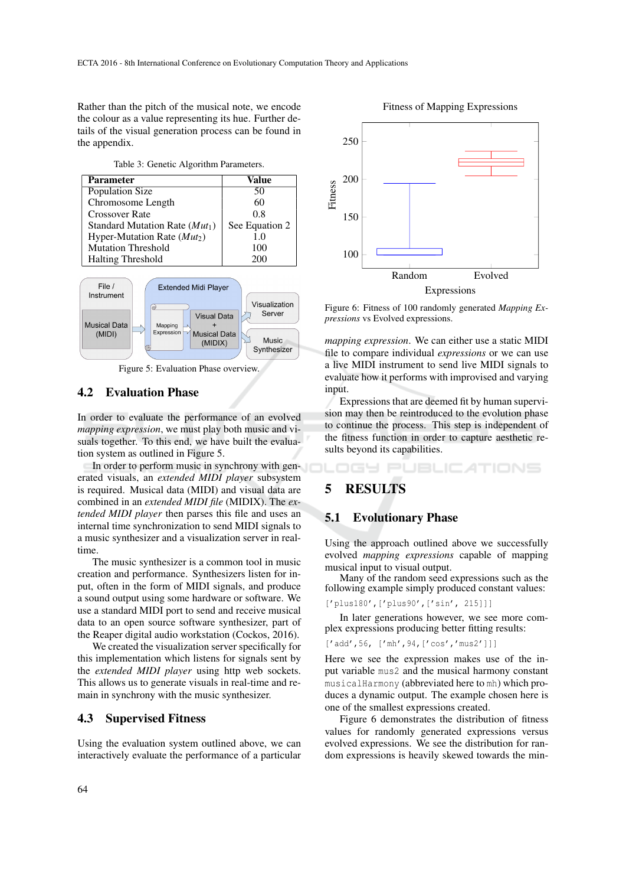Rather than the pitch of the musical note, we encode the colour as a value representing its hue. Further details of the visual generation process can be found in the appendix.

Table 3: Genetic Algorithm Parameters.

| Parameter | Value |
|---|---|
| Population Size | 50 |
| Chromosome Length | 60 |
| Crossover Rate | 0.8 |
| Standard Mutation Rate ($Mut_1$) | See Equation 2 |
| Hyper-Mutation Rate ($Mut_2$) | 1.0 |
| Mutation Threshold | 100 |
| Halting Threshold | 200 |

Figure 5: Evaluation Phase overview.

## 4.2 Evaluation Phase

In order to evaluate the performance of an evolved *mapping expression*, we must play both music and visuals together. To this end, we have built the evaluation system as outlined in Figure 5.

In order to perform music in synchrony with generated visuals, an *extended MIDI player* subsystem is required. Musical data (MIDI) and visual data are combined in an *extended MIDI file* (MIDIX). The *extended MIDI player* then parses this file and uses an internal time synchronization to send MIDI signals to a music synthesizer and a visualization server in real-time.

The music synthesizer is a common tool in music creation and performance. Synthesizers listen for input, often in the form of MIDI signals, and produce a sound output using some hardware or software. We use a standard MIDI port to send and receive musical data to an open source software synthesizer, part of the Reaper digital audio workstation (Cockos, 2016).

We created the visualization server specifically for this implementation which listens for signals sent by the *extended MIDI player* using http web sockets. This allows us to generate visuals in real-time and remain in synchrony with the music synthesizer.

## 4.3 Supervised Fitness

Using the evaluation system outlined above, we can interactively evaluate the performance of a particular *mapping expression*. We can either use a static MIDI file to compare individual *expressions* or we can use a live MIDI instrument to send live MIDI signals to evaluate how it performs with improvised and varying input.

Expressions that are deemed fit by human supervision may then be reintroduced to the evolution phase to continue the process. This step is independent of the fitness function in order to capture aesthetic results beyond its capabilities.

Figure 6: Fitness of 100 randomly generated *Mapping Expressions* vs Evolved expressions.

# 5 RESULTS

## 5.1 Evolutionary Phase

Using the approach outlined above we successfully evolved *mapping expressions* capable of mapping musical input to visual output.

Many of the random seed expressions such as the following example simply produced constant values:

```
['plus180',['plus90',['sin', 215]]]
```

In later generations however, we see more complex expressions producing better fitting results:

```
['add',56, ['mh',94,['cos','mus2']]]
```

Here we see the expression makes use of the input variable `mus2` and the musical harmony constant `musicalHarmony` (abbreviated here to `mh`) which produces a dynamic output. The example chosen here is one of the smallest expressions created.

Figure 6 demonstrates the distribution of fitness values for randomly generated expressions versus evolved expressions. We see the distribution for random expressions is heavily skewed towards the min-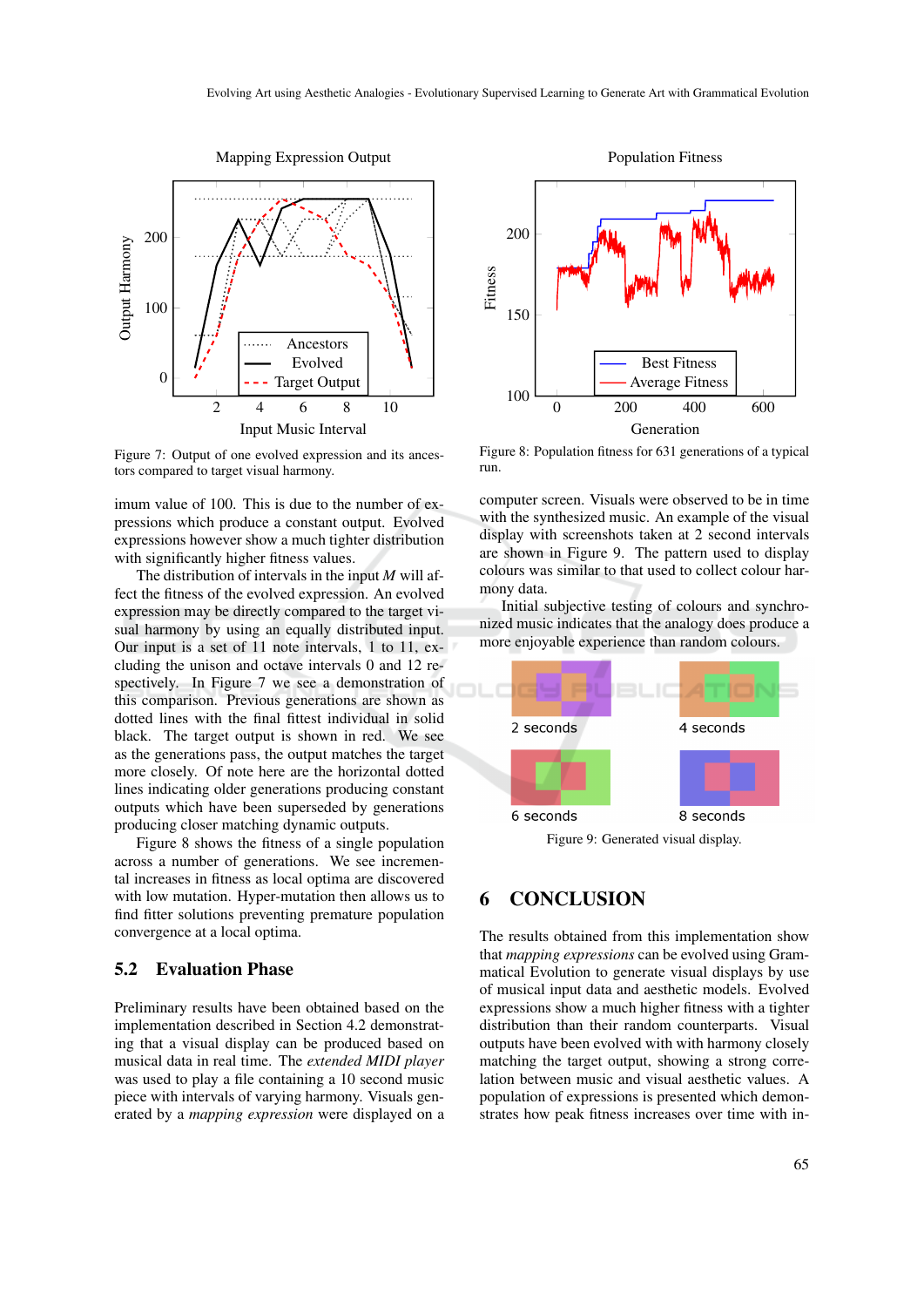Figure 7: Output of one evolved expression and its ancestors compared to target visual harmony.

imum value of 100. This is due to the number of expressions which produce a constant output. Evolved expressions however show a much tighter distribution with significantly higher fitness values.

The distribution of intervals in the input *M* will affect the fitness of the evolved expression. An evolved expression may be directly compared to the target visual harmony by using an equally distributed input. Our input is a set of 11 note intervals, 1 to 11, excluding the unison and octave intervals 0 and 12 respectively. In Figure 7 we see a demonstration of this comparison. Previous generations are shown as dotted lines with the final fittest individual in solid black. The target output is shown in red. We see as the generations pass, the output matches the target more closely. Of note here are the horizontal dotted lines indicating older generations producing constant outputs which have been superseded by generations producing closer matching dynamic outputs.

Figure 8 shows the fitness of a single population across a number of generations. We see incremental increases in fitness as local optima are discovered with low mutation. Hyper-mutation then allows us to find fitter solutions preventing premature population convergence at a local optima.

## 5.2 Evaluation Phase

Preliminary results have been obtained based on the implementation described in Section 4.2 demonstrating that a visual display can be produced based on musical data in real time. The *extended MIDI player* was used to play a file containing a 10 second music piece with intervals of varying harmony. Visuals generated by a *mapping expression* were displayed on a

Figure 8: Population fitness for 631 generations of a typical run.

computer screen. Visuals were observed to be in time with the synthesized music. An example of the visual display with screenshots taken at 2 second intervals are shown in Figure 9. The pattern used to display colours was similar to that used to collect colour harmony data.

Initial subjective testing of colours and synchronized music indicates that the analogy does produce a more enjoyable experience than random colours.

Figure 9: Generated visual display.

# 6 CONCLUSION

The results obtained from this implementation show that *mapping expressions* can be evolved using Grammatical Evolution to generate visual displays by use of musical input data and aesthetic models. Evolved expressions show a much higher fitness with a tighter distribution than their random counterparts. Visual outputs have been evolved with with harmony closely matching the target output, showing a strong correlation between music and visual aesthetic values. A population of expressions is presented which demonstrates how peak fitness increases over time with in-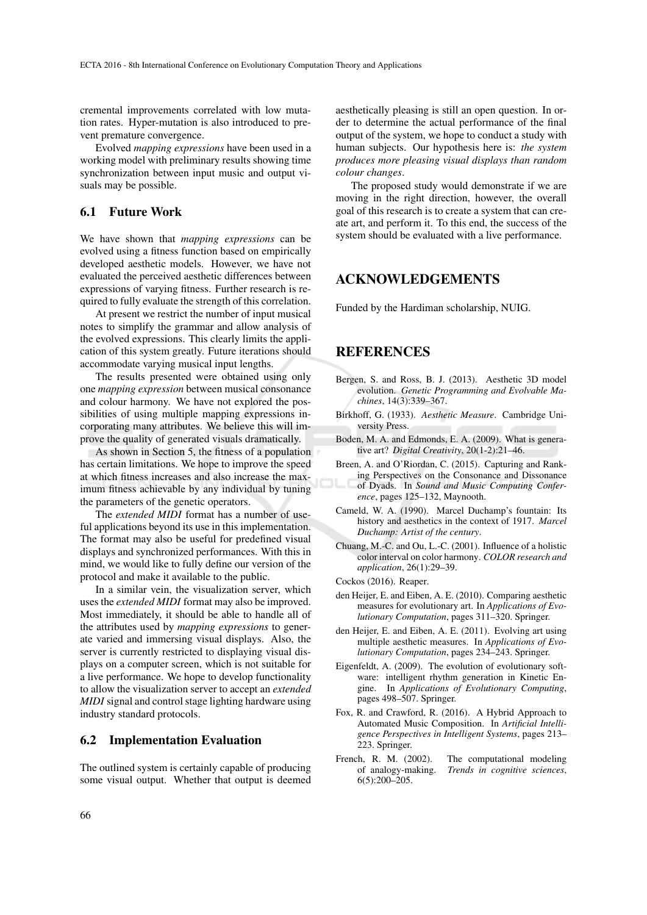cremental improvements correlated with low mutation rates. Hyper-mutation is also introduced to prevent premature convergence.

Evolved *mapping expressions* have been used in a working model with preliminary results showing time synchronization between input music and output visuals may be possible.

### 6.1 Future Work

We have shown that *mapping expressions* can be evolved using a fitness function based on empirically developed aesthetic models. However, we have not evaluated the perceived aesthetic differences between expressions of varying fitness. Further research is required to fully evaluate the strength of this correlation.

At present we restrict the number of input musical notes to simplify the grammar and allow analysis of the evolved expressions. This clearly limits the application of this system greatly. Future iterations should accommodate varying musical input lengths.

The results presented were obtained using only one *mapping expression* between musical consonance and colour harmony. We have not explored the possibilities of using multiple mapping expressions incorporating many attributes. We believe this will improve the quality of generated visuals dramatically.

As shown in Section 5, the fitness of a population has certain limitations. We hope to improve the speed at which fitness increases and also increase the maximum fitness achievable by any individual by tuning the parameters of the genetic operators.

The *extended MIDI* format has a number of useful applications beyond its use in this implementation. The format may also be useful for predefined visual displays and synchronized performances. With this in mind, we would like to fully define our version of the protocol and make it available to the public.

In a similar vein, the visualization server, which uses the *extended MIDI* format may also be improved. Most immediately, it should be able to handle all of the attributes used by *mapping expressions* to generate varied and immersing visual displays. Also, the server is currently restricted to displaying visual displays on a computer screen, which is not suitable for a live performance. We hope to develop functionality to allow the visualization server to accept an *extended MIDI* signal and control stage lighting hardware using industry standard protocols.

### 6.2 Implementation Evaluation

The outlined system is certainly capable of producing some visual output. Whether that output is deemed aesthetically pleasing is still an open question. In order to determine the actual performance of the final output of the system, we hope to conduct a study with human subjects. Our hypothesis here is: *the system produces more pleasing visual displays than random colour changes*.

The proposed study would demonstrate if we are moving in the right direction, however, the overall goal of this research is to create a system that can create art, and perform it. To this end, the success of the system should be evaluated with a live performance.

## ACKNOWLEDGEMENTS

Funded by the Hardiman scholarship, NUIG.

## REFERENCES

Bergen, S. and Ross, B. J. (2013). Aesthetic 3D model evolution. *Genetic Programming and Evolvable Machines*, 14(3):339–367.

Birkhoff, G. (1933). *Aesthetic Measure*. Cambridge University Press.

Boden, M. A. and Edmonds, E. A. (2009). What is generative art? *Digital Creativity*, 20(1-2):21–46.

Breen, A. and O'Riordan, C. (2015). Capturing and Ranking Perspectives on the Consonance and Dissonance of Dyads. In *Sound and Music Computing Conference*, pages 125–132, Maynooth.

Cameld, W. A. (1990). Marcel Duchamp's fountain: Its history and aesthetics in the context of 1917. *Marcel Duchamp: Artist of the century*.

Chuang, M.-C. and Ou, L.-C. (2001). Influence of a holistic color interval on color harmony. *COLOR research and application*, 26(1):29–39.

Cockos (2016). Reaper.

den Heijer, E. and Eiben, A. E. (2010). Comparing aesthetic measures for evolutionary art. In *Applications of Evolutionary Computation*, pages 311–320. Springer.

den Heijer, E. and Eiben, A. E. (2011). Evolving art using multiple aesthetic measures. In *Applications of Evolutionary Computation*, pages 234–243. Springer.

Eigenfeldt, A. (2009). The evolution of evolutionary software: intelligent rhythm generation in Kinetic Engine. In *Applications of Evolutionary Computing*, pages 498–507. Springer.

Fox, R. and Crawford, R. (2016). A Hybrid Approach to Automated Music Composition. In *Artificial Intelligence Perspectives in Intelligent Systems*, pages 213–223. Springer.

French, R. M. (2002). The computational modeling of analogy-making. *Trends in cognitive sciences*, 6(5):200–205.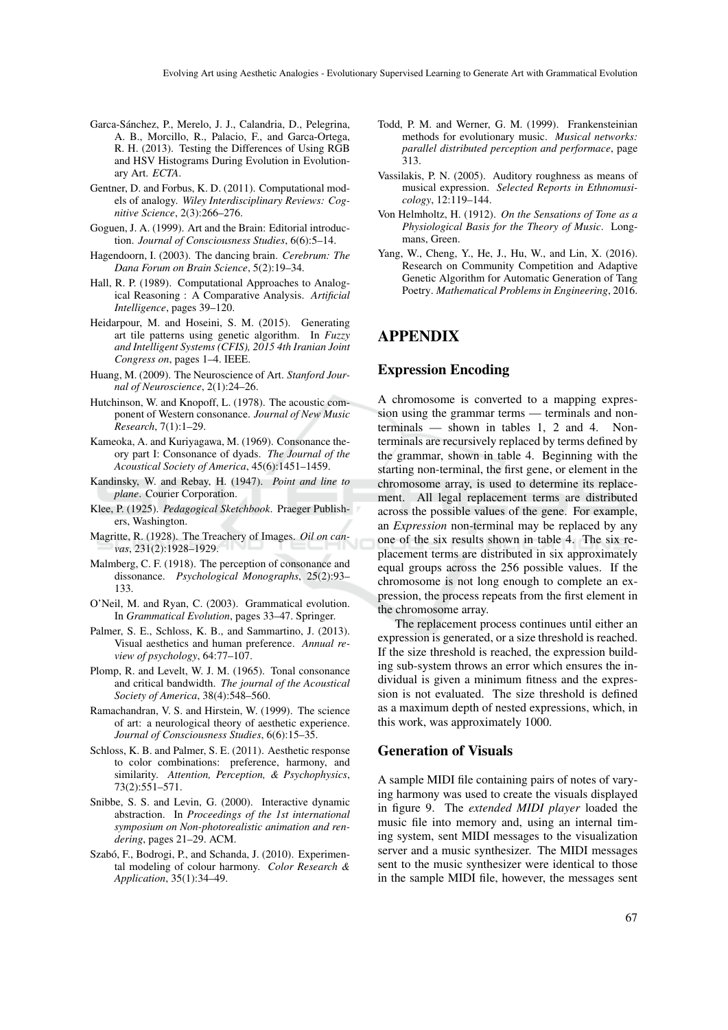Garca-Sánchez, P., Merelo, J. J., Calandria, D., Pelegrina, A. B., Morcillo, R., Palacio, F., and Garca-Ortega, R. H. (2013). Testing the Differences of Using RGB and HSV Histograms During Evolution in Evolutionary Art. *ECTA*.

Gentner, D. and Forbus, K. D. (2011). Computational models of analogy. *Wiley Interdisciplinary Reviews: Cognitive Science*, 2(3):266–276.

Goguen, J. A. (1999). Art and the Brain: Editorial introduction. *Journal of Consciousness Studies*, 6(6):5–14.

Hagendoorn, I. (2003). The dancing brain. *Cerebrum: The Dana Forum on Brain Science*, 5(2):19–34.

Hall, R. P. (1989). Computational Approaches to Analogical Reasoning : A Comparative Analysis. *Artificial Intelligence*, pages 39–120.

Heidarpour, M. and Hoseini, S. M. (2015). Generating art tile patterns using genetic algorithm. In *Fuzzy and Intelligent Systems (CFIS), 2015 4th Iranian Joint Congress on*, pages 1–4. IEEE.

Huang, M. (2009). The Neuroscience of Art. *Stanford Journal of Neuroscience*, 2(1):24–26.

Hutchinson, W. and Knopoff, L. (1978). The acoustic component of Western consonance. *Journal of New Music Research*, 7(1):1–29.

Kameoka, A. and Kuriyagawa, M. (1969). Consonance theory part I: Consonance of dyads. *The Journal of the Acoustical Society of America*, 45(6):1451–1459.

Kandinsky, W. and Rebay, H. (1947). *Point and line to plane*. Courier Corporation.

Klee, P. (1925). *Pedagogical Sketchbook*. Praeger Publishers, Washington.

Magritte, R. (1928). The Treachery of Images. *Oil on canvas*, 231(2):1928–1929.

Malmberg, C. F. (1918). The perception of consonance and dissonance. *Psychological Monographs*, 25(2):93–133.

O'Neil, M. and Ryan, C. (2003). Grammatical evolution. In *Grammatical Evolution*, pages 33–47. Springer.

Palmer, S. E., Schloss, K. B., and Sammartino, J. (2013). Visual aesthetics and human preference. *Annual review of psychology*, 64:77–107.

Plomp, R. and Levelt, W. J. M. (1965). Tonal consonance and critical bandwidth. *The journal of the Acoustical Society of America*, 38(4):548–560.

Ramachandran, V. S. and Hirstein, W. (1999). The science of art: a neurological theory of aesthetic experience. *Journal of Consciousness Studies*, 6(6):15–35.

Schloss, K. B. and Palmer, S. E. (2011). Aesthetic response to color combinations: preference, harmony, and similarity. *Attention, Perception, & Psychophysics*, 73(2):551–571.

Snibbe, S. S. and Levin, G. (2000). Interactive dynamic abstraction. In *Proceedings of the 1st international symposium on Non-photorealistic animation and rendering*, pages 21–29. ACM.

Szabó, F., Bodrogi, P., and Schanda, J. (2010). Experimental modeling of colour harmony. *Color Research & Application*, 35(1):34–49.

Todd, P. M. and Werner, G. M. (1999). Frankensteinian methods for evolutionary music. *Musical networks: parallel distributed perception and performace*, page 313.

Vassilakis, P. N. (2005). Auditory roughness as means of musical expression. *Selected Reports in Ethnomusicology*, 12:119–144.

Von Helmholtz, H. (1912). *On the Sensations of Tone as a Physiological Basis for the Theory of Music*. Longmans, Green.

Yang, W., Cheng, Y., He, J., Hu, W., and Lin, X. (2016). Research on Community Competition and Adaptive Genetic Algorithm for Automatic Generation of Tang Poetry. *Mathematical Problems in Engineering*, 2016.

# APPENDIX

## Expression Encoding

A chromosome is converted to a mapping expression using the grammar terms — terminals and non-terminals — shown in tables 1, 2 and 4. Non-terminals are recursively replaced by terms defined by the grammar, shown in table 4. Beginning with the starting non-terminal, the first gene, or element in the chromosome array, is used to determine its replacement. All legal replacement terms are distributed across the possible values of the gene. For example, an *Expression* non-terminal may be replaced by any one of the six results shown in table 4. The six replacement terms are distributed in six approximately equal groups across the 256 possible values. If the chromosome is not long enough to complete an expression, the process repeats from the first element in the chromosome array.

The replacement process continues until either an expression is generated, or a size threshold is reached. If the size threshold is reached, the expression building sub-system throws an error which ensures the individual is given a minimum fitness and the expression is not evaluated. The size threshold is defined as a maximum depth of nested expressions, which, in this work, was approximately 1000.

## Generation of Visuals

A sample MIDI file containing pairs of notes of varying harmony was used to create the visuals displayed in figure 9. The *extended MIDI player* loaded the music file into memory and, using an internal timing system, sent MIDI messages to the visualization server and a music synthesizer. The MIDI messages sent to the music synthesizer were identical to those in the sample MIDI file, however, the messages sent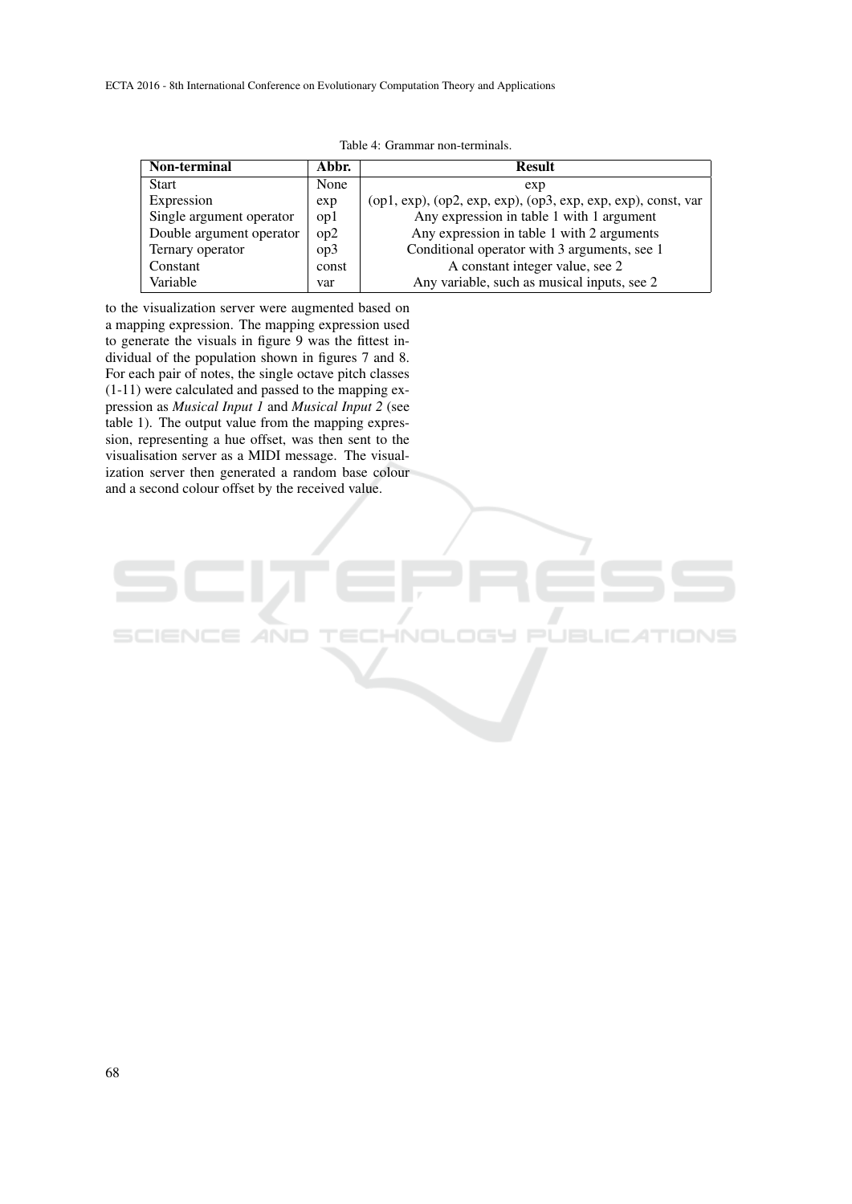Table 4: Grammar non-terminals.

| Non-terminal | Abbr. | Result |
|---|---|---|
| Start | None | exp |
| Expression | exp | (op1, exp), (op2, exp, exp), (op3, exp, exp, exp), const, var |
| Single argument operator | op1 | Any expression in table 1 with 1 argument |
| Double argument operator | op2 | Any expression in table 1 with 2 arguments |
| Ternary operator | op3 | Conditional operator with 3 arguments, see 1 |
| Constant | const | A constant integer value, see 2 |
| Variable | var | Any variable, such as musical inputs, see 2 |

to the visualization server were augmented based on a mapping expression. The mapping expression used to generate the visuals in figure 9 was the fittest individual of the population shown in figures 7 and 8. For each pair of notes, the single octave pitch classes (1-11) were calculated and passed to the mapping expression as *Musical Input 1* and *Musical Input 2* (see table 1). The output value from the mapping expression, representing a hue offset, was then sent to the visualisation server as a MIDI message. The visualization server then generated a random base colour and a second colour offset by the received value.